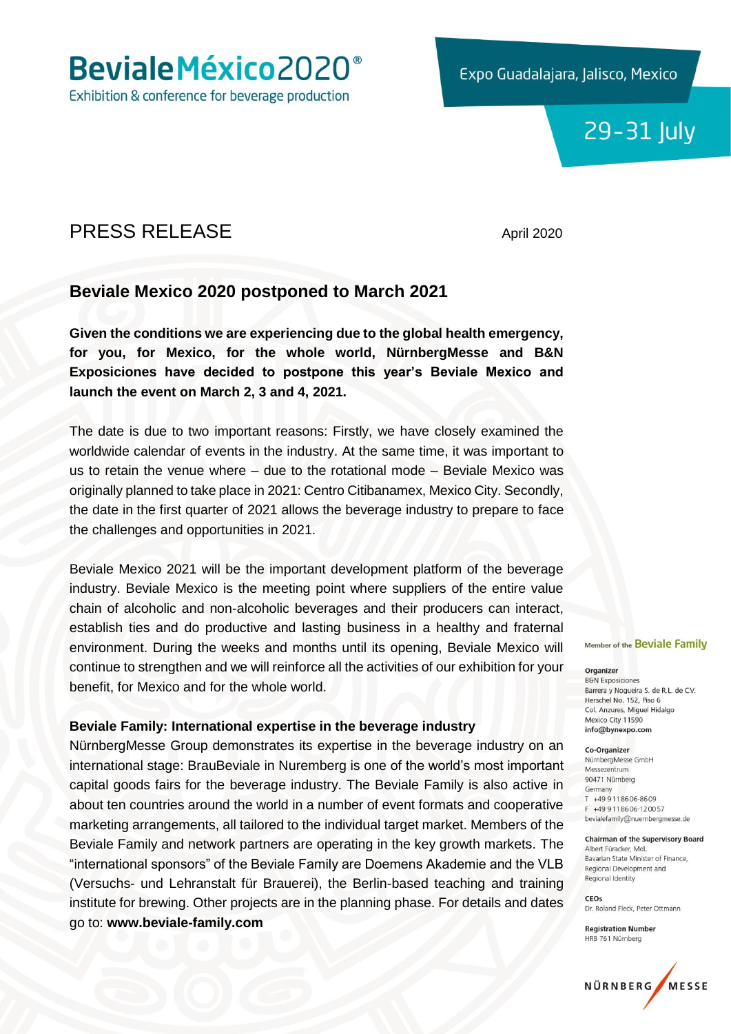# BevialeMéxico2020®

Exhibition & conference for beverage production

Expo Guadalajara, Jalisco, Mexico

29-31 July

## PRESS RELEASE

April 2020

## Beviale Mexico 2020 postponed to March 2021

**Given the conditions we are experiencing due to the global health emergency, for you, for Mexico, for the whole world, NürnbergMesse and B&N Exposiciones have decided to postpone this year's Beviale Mexico and launch the event on March 2, 3 and 4, 2021.**

The date is due to two important reasons: Firstly, we have closely examined the worldwide calendar of events in the industry. At the same time, it was important to us to retain the venue where – due to the rotational mode – Beviale Mexico was originally planned to take place in 2021: Centro Citibanamex, Mexico City. Secondly, the date in the first quarter of 2021 allows the beverage industry to prepare to face the challenges and opportunities in 2021.

Beviale Mexico 2021 will be the important development platform of the beverage industry. Beviale Mexico is the meeting point where suppliers of the entire value chain of alcoholic and non-alcoholic beverages and their producers can interact, establish ties and do productive and lasting business in a healthy and fraternal environment. During the weeks and months until its opening, Beviale Mexico will continue to strengthen and we will reinforce all the activities of our exhibition for your benefit, for Mexico and for the whole world.

### Beviale Family: International expertise in the beverage industry

NürnbergMesse Group demonstrates its expertise in the beverage industry on an international stage: BrauBeviale in Nuremberg is one of the world's most important capital goods fairs for the beverage industry. The Beviale Family is also active in about ten countries around the world in a number of event formats and cooperative marketing arrangements, all tailored to the individual target market. Members of the Beviale Family and network partners are operating in the key growth markets. The "international sponsors" of the Beviale Family are Doemens Akademie and the VLB (Versuchs- und Lehranstalt für Brauerei), the Berlin-based teaching and training institute for brewing. Other projects are in the planning phase. For details and dates go to: **www.beviale-family.com**

Member of the **Beviale Family**

**Organizer**
B&N Exposiciones
Barrera y Nogueira S. de R.L. de C.V.
Herschel No. 152, Piso 6
Col. Anzures, Miguel Hidalgo
Mexico City 11590
**info@bynexpo.com**

**Co-Organizer**
NürnbergMesse GmbH
Messezentrum
90471 Nürnberg
Germany
T +49 9 11 86 06-86 09
F +49 9 11 86 06-12 00 57
bevialefamily@nuernbergmesse.de

**Chairman of the Supervisory Board**
Albert Füracker, MdL
Bavarian State Minister of Finance, Regional Development and Regional Identity

**CEOs**
Dr. Roland Fleck, Peter Ottmann

**Registration Number**
HRB 761 Nürnberg

NÜRNBERG MESSE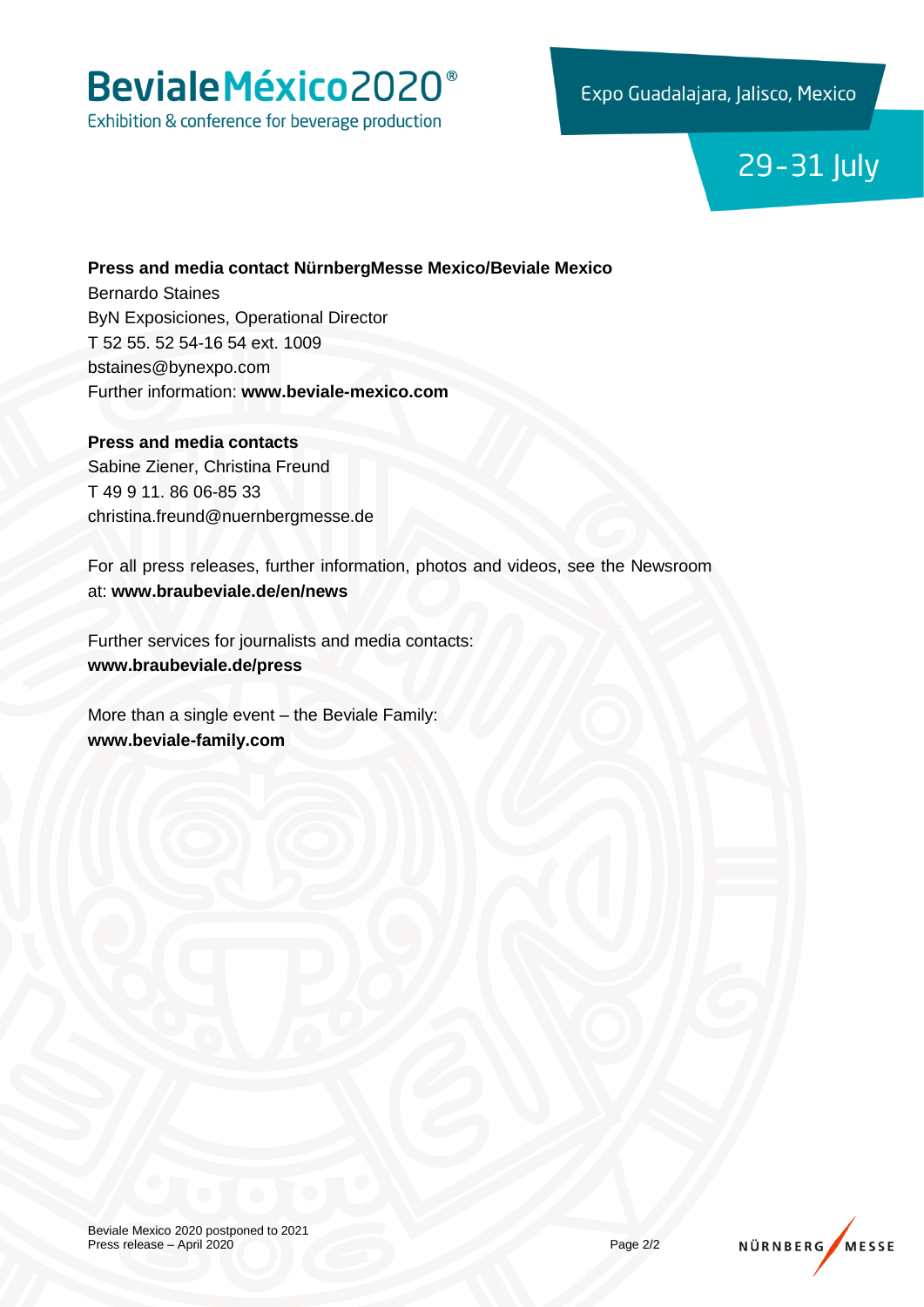**Press and media contact NürnbergMesse Mexico/Beviale Mexico**
Bernardo Staines
ByN Exposiciones, Operational Director
T 52 55. 52 54-16 54 ext. 1009
bstaines@bynexpo.com
Further information: **www.beviale-mexico.com**

**Press and media contacts**
Sabine Ziener, Christina Freund
T 49 9 11. 86 06-85 33
christina.freund@nuernbergmesse.de

For all press releases, further information, photos and videos, see the Newsroom at: **www.braubeviale.de/en/news**

Further services for journalists and media contacts:
**www.braubeviale.de/press**

More than a single event – the Beviale Family:
**www.beviale-family.com**